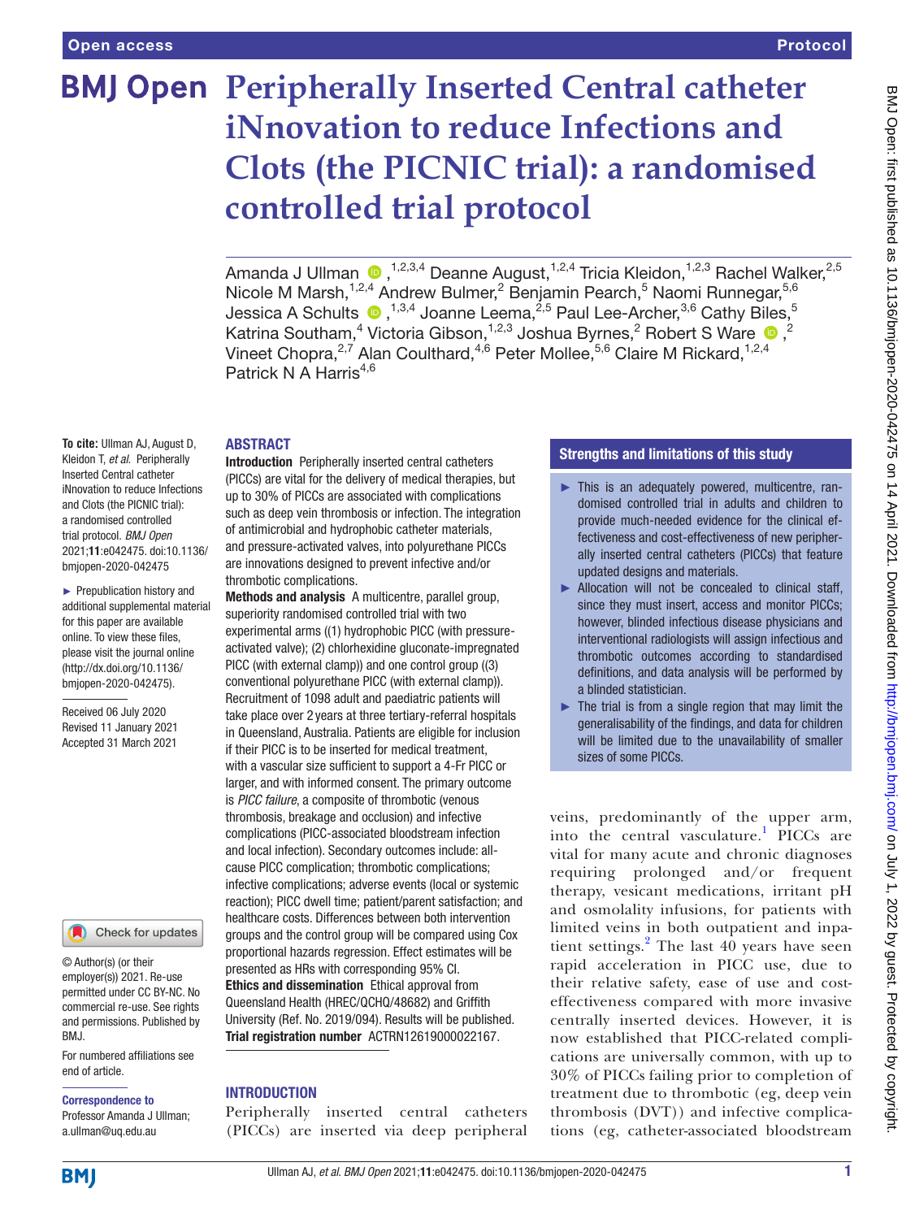# Peripherally Inserted Central catheter iNnovation to reduce Infections and Clots (the PICNIC trial): a randomised controlled trial protocol

Amanda J Ullman,[1,2,3,4] Deanne August,[1,2,4] Tricia Kleidon,[1,2,3] Rachel Walker,[2,5] Nicole M Marsh,[1,2,4] Andrew Bulmer,[2] Benjamin Pearch,[5] Naomi Runnegar,[5,6] Jessica A Schults,[1,3,4] Joanne Leema,[2,5] Paul Lee-Archer,[3,6] Cathy Biles,[5] Katrina Southam,[4] Victoria Gibson,[1,2,3] Joshua Byrnes,[2] Robert S Ware,[2] Vineet Chopra,[2,7] Alan Coulthard,[4,6] Peter Mollee,[5,6] Claire M Rickard,[1,2,4] Patrick N A Harris[4,6]

**To cite:** Ullman AJ, August D, Kleidon T, *et al*. Peripherally Inserted Central catheter iNnovation to reduce Infections and Clots (the PICNIC trial): a randomised controlled trial protocol. *BMJ Open* 2021;**11**:e042475. doi:10.1136/bmjopen-2020-042475

► Prepublication history and additional supplemental material for this paper are available online. To view these files, please visit the journal online (http://dx.doi.org/10.1136/bmjopen-2020-042475).

Received 06 July 2020
Revised 11 January 2021
Accepted 31 March 2021

© Author(s) (or their employer(s)) 2021. Re-use permitted under CC BY-NC. No commercial re-use. See rights and permissions. Published by BMJ.

For numbered affiliations see end of article.

**Correspondence to**
Professor Amanda J Ullman; a.ullman@uq.edu.au

## ABSTRACT

**Introduction** Peripherally inserted central catheters (PICCs) are vital for the delivery of medical therapies, but up to 30% of PICCs are associated with complications such as deep vein thrombosis or infection. The integration of antimicrobial and hydrophobic catheter materials, and pressure-activated valves, into polyurethane PICCs are innovations designed to prevent infective and/or thrombotic complications.

**Methods and analysis** A multicentre, parallel group, superiority randomised controlled trial with two experimental arms ((1) hydrophobic PICC (with pressure-activated valve); (2) chlorhexidine gluconate-impregnated PICC (with external clamp)) and one control group ((3) conventional polyurethane PICC (with external clamp)). Recruitment of 1098 adult and paediatric patients will take place over 2 years at three tertiary-referral hospitals in Queensland, Australia. Patients are eligible for inclusion if their PICC is to be inserted for medical treatment, with a vascular size sufficient to support a 4-Fr PICC or larger, and with informed consent. The primary outcome is *PICC failure*, a composite of thrombotic (venous thrombosis, breakage and occlusion) and infective complications (PICC-associated bloodstream infection and local infection). Secondary outcomes include: all-cause PICC complication; thrombotic complications; infective complications; adverse events (local or systemic reaction); PICC dwell time; patient/parent satisfaction; and healthcare costs. Differences between both intervention groups and the control group will be compared using Cox proportional hazards regression. Effect estimates will be presented as HRs with corresponding 95% CI.

**Ethics and dissemination** Ethical approval from Queensland Health (HREC/QCHQ/48682) and Griffith University (Ref. No. 2019/094). Results will be published.

**Trial registration number** ACTRN12619000022167.

## Strengths and limitations of this study

- ► This is an adequately powered, multicentre, randomised controlled trial in adults and children to provide much-needed evidence for the clinical effectiveness and cost-effectiveness of new peripherally inserted central catheters (PICCs) that feature updated designs and materials.
- ► Allocation will not be concealed to clinical staff, since they must insert, access and monitor PICCs; however, blinded infectious disease physicians and interventional radiologists will assign infectious and thrombotic outcomes according to standardised definitions, and data analysis will be performed by a blinded statistician.
- ► The trial is from a single region that may limit the generalisability of the findings, and data for children will be limited due to the unavailability of smaller sizes of some PICCs.

## INTRODUCTION

Peripherally inserted central catheters (PICCs) are inserted via deep peripheral veins, predominantly of the upper arm, into the central vasculature.[1] PICCs are vital for many acute and chronic diagnoses requiring prolonged and/or frequent therapy, vesicant medications, irritant pH and osmolality infusions, for patients with limited veins in both outpatient and inpatient settings.[2] The last 40 years have seen rapid acceleration in PICC use, due to their relative safety, ease of use and cost-effectiveness compared with more invasive centrally inserted devices. However, it is now established that PICC-related complications are universally common, with up to 30% of PICCs failing prior to completion of treatment due to thrombotic (eg, deep vein thrombosis (DVT)) and infective complications (eg, catheter-associated bloodstream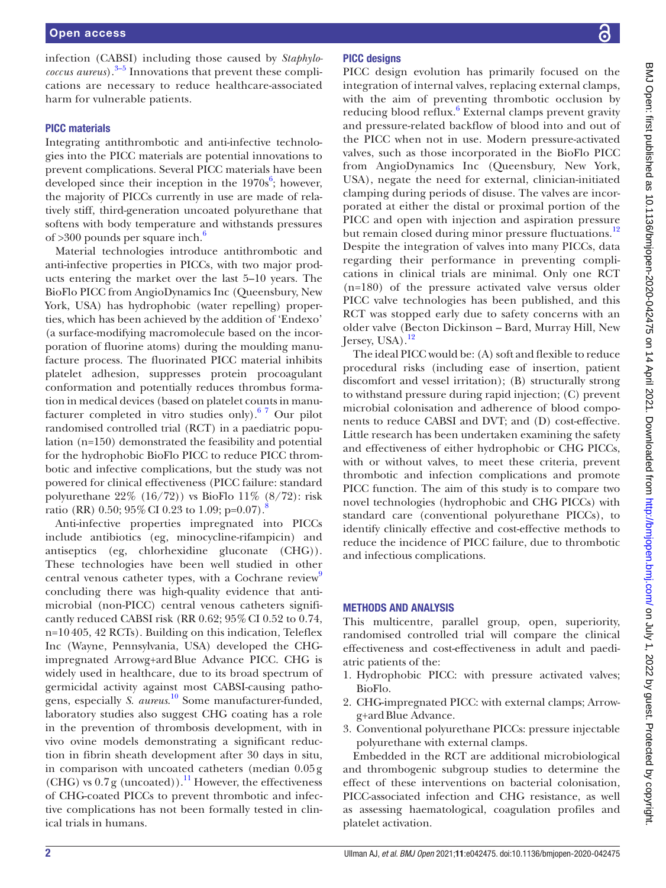infection (CABSI) including those caused by *Staphylococcus aureus*).[3–5] Innovations that prevent these complications are necessary to reduce healthcare-associated harm for vulnerable patients.

### PICC materials

Integrating antithrombotic and anti-infective technologies into the PICC materials are potential innovations to prevent complications. Several PICC materials have been developed since their inception in the 1970s[6]; however, the majority of PICCs currently in use are made of relatively stiff, third-generation uncoated polyurethane that softens with body temperature and withstands pressures of >300 pounds per square inch.[6]

Material technologies introduce antithrombotic and anti-infective properties in PICCs, with two major products entering the market over the last 5–10 years. The BioFlo PICC from AngioDynamics Inc (Queensbury, New York, USA) has hydrophobic (water repelling) properties, which has been achieved by the addition of 'Endexo' (a surface-modifying macromolecule based on the incorporation of fluorine atoms) during the moulding manufacture process. The fluorinated PICC material inhibits platelet adhesion, suppresses protein procoagulant conformation and potentially reduces thrombus formation in medical devices (based on platelet counts in manufacturer completed in vitro studies only).[6 7] Our pilot randomised controlled trial (RCT) in a paediatric population (n=150) demonstrated the feasibility and potential for the hydrophobic BioFlo PICC to reduce PICC thrombotic and infective complications, but the study was not powered for clinical effectiveness (PICC failure: standard polyurethane 22% (16/72)) vs BioFlo 11% (8/72): risk ratio (RR) 0.50; 95% CI 0.23 to 1.09; p=0.07).[8]

Anti-infective properties impregnated into PICCs include antibiotics (eg, minocycline-rifampicin) and antiseptics (eg, chlorhexidine gluconate (CHG)). These technologies have been well studied in other central venous catheter types, with a Cochrane review[9] concluding there was high-quality evidence that antimicrobial (non-PICC) central venous catheters significantly reduced CABSI risk (RR 0.62; 95% CI 0.52 to 0.74, n=10 405, 42 RCTs). Building on this indication, Teleflex Inc (Wayne, Pennsylvania, USA) developed the CHG-impregnated Arrowg+ard Blue Advance PICC. CHG is widely used in healthcare, due to its broad spectrum of germicidal activity against most CABSI-causing pathogens, especially *S. aureus*.[10] Some manufacturer-funded, laboratory studies also suggest CHG coating has a role in the prevention of thrombosis development, with in vivo ovine models demonstrating a significant reduction in fibrin sheath development after 30 days in situ, in comparison with uncoated catheters (median 0.05 g (CHG) vs 0.7 g (uncoated)).[11] However, the effectiveness of CHG-coated PICCs to prevent thrombotic and infective complications has not been formally tested in clinical trials in humans.

### PICC designs

PICC design evolution has primarily focused on the integration of internal valves, replacing external clamps, with the aim of preventing thrombotic occlusion by reducing blood reflux.[6] External clamps prevent gravity and pressure-related backflow of blood into and out of the PICC when not in use. Modern pressure-activated valves, such as those incorporated in the BioFlo PICC from AngioDynamics Inc (Queensbury, New York, USA), negate the need for external, clinician-initiated clamping during periods of disuse. The valves are incorporated at either the distal or proximal portion of the PICC and open with injection and aspiration pressure but remain closed during minor pressure fluctuations.[12] Despite the integration of valves into many PICCs, data regarding their performance in preventing complications in clinical trials are minimal. Only one RCT (n=180) of the pressure activated valve versus older PICC valve technologies has been published, and this RCT was stopped early due to safety concerns with an older valve (Becton Dickinson – Bard, Murray Hill, New Jersey, USA).[12]

The ideal PICC would be: (A) soft and flexible to reduce procedural risks (including ease of insertion, patient discomfort and vessel irritation); (B) structurally strong to withstand pressure during rapid injection; (C) prevent microbial colonisation and adherence of blood components to reduce CABSI and DVT; and (D) cost-effective. Little research has been undertaken examining the safety and effectiveness of either hydrophobic or CHG PICCs, with or without valves, to meet these criteria, prevent thrombotic and infection complications and promote PICC function. The aim of this study is to compare two novel technologies (hydrophobic and CHG PICCs) with standard care (conventional polyurethane PICCs), to identify clinically effective and cost-effective methods to reduce the incidence of PICC failure, due to thrombotic and infectious complications.

## METHODS AND ANALYSIS

This multicentre, parallel group, open, superiority, randomised controlled trial will compare the clinical effectiveness and cost-effectiveness in adult and paediatric patients of the:

1. Hydrophobic PICC: with pressure activated valves; BioFlo.
2. CHG-impregnated PICC: with external clamps; Arrowg+ard Blue Advance.
3. Conventional polyurethane PICCs: pressure injectable polyurethane with external clamps.

Embedded in the RCT are additional microbiological and thrombogenic subgroup studies to determine the effect of these interventions on bacterial colonisation, PICC-associated infection and CHG resistance, as well as assessing haematological, coagulation profiles and platelet activation.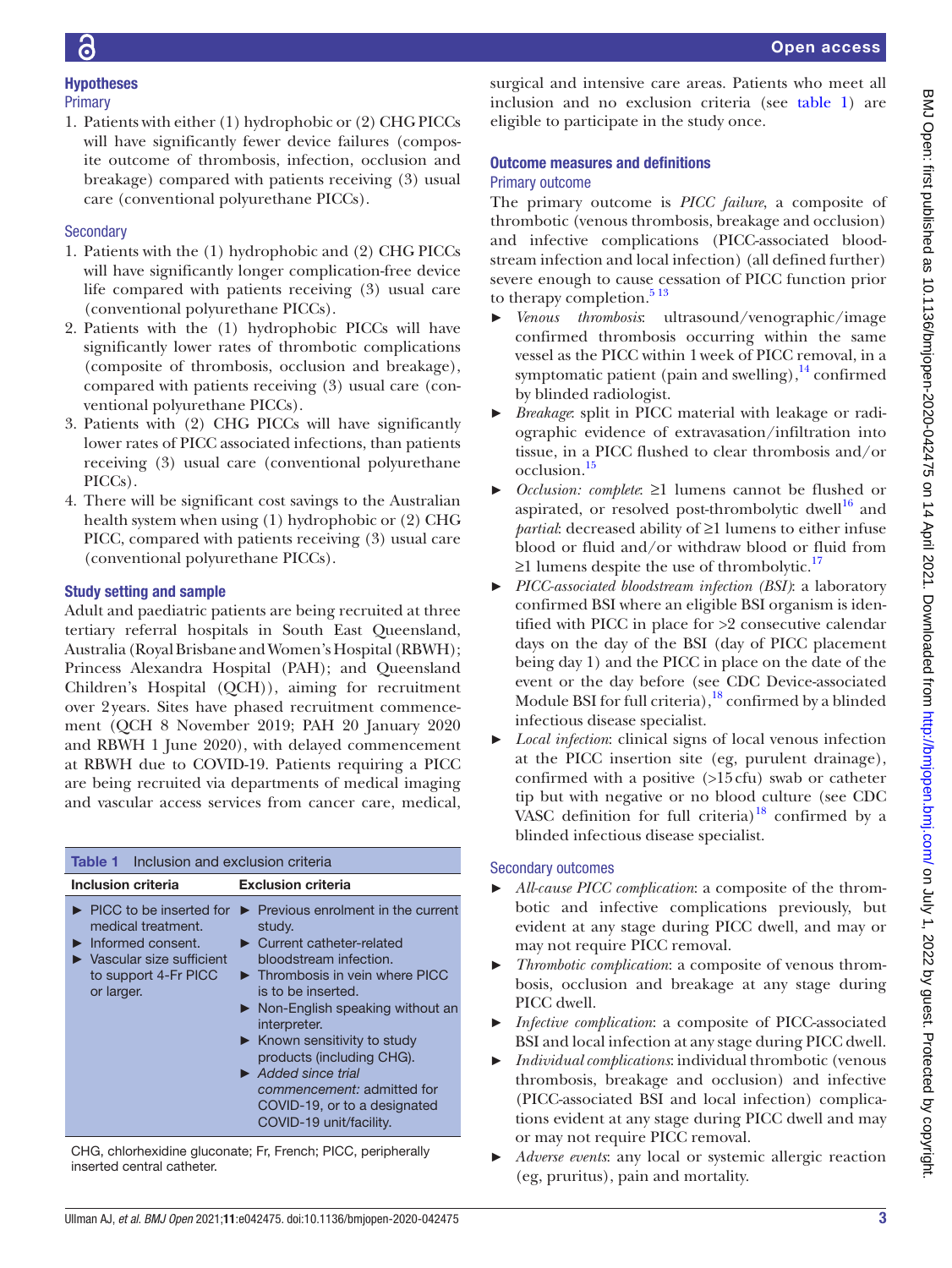## Hypotheses

### Primary

1. Patients with either (1) hydrophobic or (2) CHG PICCs will have significantly fewer device failures (composite outcome of thrombosis, infection, occlusion and breakage) compared with patients receiving (3) usual care (conventional polyurethane PICCs).

### Secondary

1. Patients with the (1) hydrophobic and (2) CHG PICCs will have significantly longer complication-free device life compared with patients receiving (3) usual care (conventional polyurethane PICCs).
2. Patients with the (1) hydrophobic PICCs will have significantly lower rates of thrombotic complications (composite of thrombosis, occlusion and breakage), compared with patients receiving (3) usual care (conventional polyurethane PICCs).
3. Patients with (2) CHG PICCs will have significantly lower rates of PICC associated infections, than patients receiving (3) usual care (conventional polyurethane PICCs).
4. There will be significant cost savings to the Australian health system when using (1) hydrophobic or (2) CHG PICC, compared with patients receiving (3) usual care (conventional polyurethane PICCs).

## Study setting and sample

Adult and paediatric patients are being recruited at three tertiary referral hospitals in South East Queensland, Australia (Royal Brisbane and Women's Hospital (RBWH); Princess Alexandra Hospital (PAH); and Queensland Children's Hospital (QCH)), aiming for recruitment over 2 years. Sites have phased recruitment commencement (QCH 8 November 2019; PAH 20 January 2020 and RBWH 1 June 2020), with delayed commencement at RBWH due to COVID-19. Patients requiring a PICC are being recruited via departments of medical imaging and vascular access services from cancer care, medical, surgical and intensive care areas. Patients who meet all inclusion and no exclusion criteria (see table 1) are eligible to participate in the study once.

**Table 1** Inclusion and exclusion criteria

| Inclusion criteria | Exclusion criteria |
|---|---|
| ► PICC to be inserted for medical treatment.<br>► Informed consent.<br>► Vascular size sufficient to support 4-Fr PICC or larger. | ► Previous enrolment in the current study.<br>► Current catheter-related bloodstream infection.<br>► Thrombosis in vein where PICC is to be inserted.<br>► Non-English speaking without an interpreter.<br>► Known sensitivity to study products (including CHG).<br>► *Added since trial commencement:* admitted for COVID-19, or to a designated COVID-19 unit/facility. |

CHG, chlorhexidine gluconate; Fr, French; PICC, peripherally inserted central catheter.

## Outcome measures and definitions

### Primary outcome

The primary outcome is *PICC failure*, a composite of thrombotic (venous thrombosis, breakage and occlusion) and infective complications (PICC-associated bloodstream infection and local infection) (all defined further) severe enough to cause cessation of PICC function prior to therapy completion.[5,13]

- *Venous thrombosis*: ultrasound/venographic/image confirmed thrombosis occurring within the same vessel as the PICC within 1 week of PICC removal, in a symptomatic patient (pain and swelling),[14] confirmed by blinded radiologist.
- *Breakage*: split in PICC material with leakage or radiographic evidence of extravasation/infiltration into tissue, in a PICC flushed to clear thrombosis and/or occlusion.[15]
- *Occlusion: complete*: ≥1 lumens cannot be flushed or aspirated, or resolved post-thrombolytic dwell[16] and *partial*: decreased ability of ≥1 lumens to either infuse blood or fluid and/or withdraw blood or fluid from ≥1 lumens despite the use of thrombolytic.[17]
- *PICC-associated bloodstream infection (BSI)*: a laboratory confirmed BSI where an eligible BSI organism is identified with PICC in place for >2 consecutive calendar days on the day of the BSI (day of PICC placement being day 1) and the PICC in place on the date of the event or the day before (see CDC Device-associated Module BSI for full criteria),[18] confirmed by a blinded infectious disease specialist.
- *Local infection*: clinical signs of local venous infection at the PICC insertion site (eg, purulent drainage), confirmed with a positive (>15 cfu) swab or catheter tip but with negative or no blood culture (see CDC VASC definition for full criteria)[18] confirmed by a blinded infectious disease specialist.

### Secondary outcomes

- *All-cause PICC complication*: a composite of the thrombotic and infective complications previously, but evident at any stage during PICC dwell, and may or may not require PICC removal.
- *Thrombotic complication*: a composite of venous thrombosis, occlusion and breakage at any stage during PICC dwell.
- *Infective complication*: a composite of PICC-associated BSI and local infection at any stage during PICC dwell.
- *Individual complications*: individual thrombotic (venous thrombosis, breakage and occlusion) and infective (PICC-associated BSI and local infection) complications evident at any stage during PICC dwell and may or may not require PICC removal.
- *Adverse events*: any local or systemic allergic reaction (eg, pruritus), pain and mortality.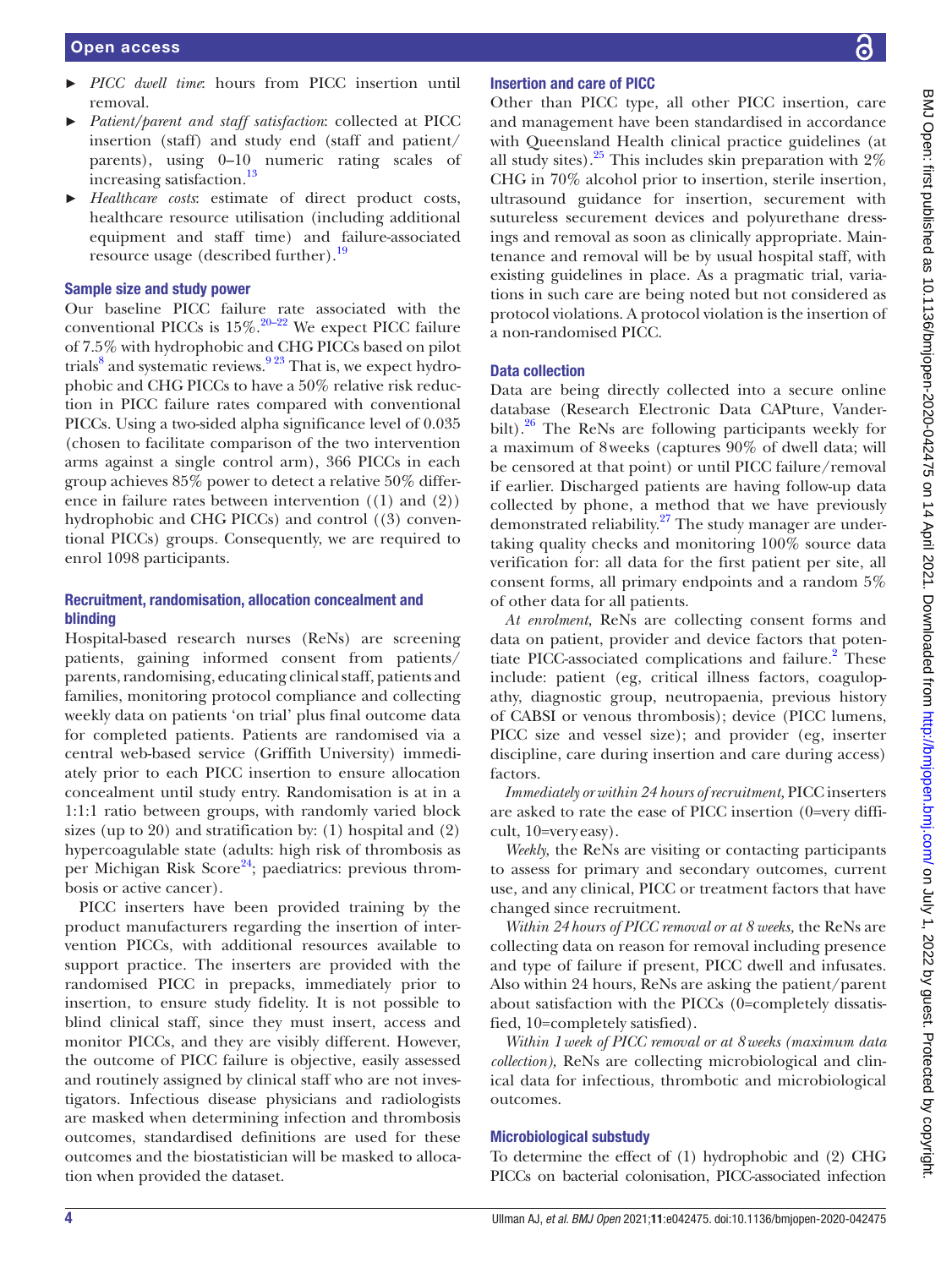- *PICC dwell time*: hours from PICC insertion until removal.
- *Patient/parent and staff satisfaction*: collected at PICC insertion (staff) and study end (staff and patient/parents), using 0–10 numeric rating scales of increasing satisfaction.[13]
- *Healthcare costs*: estimate of direct product costs, healthcare resource utilisation (including additional equipment and staff time) and failure-associated resource usage (described further).[19]

### Sample size and study power

Our baseline PICC failure rate associated with the conventional PICCs is 15%.[20–22] We expect PICC failure of 7.5% with hydrophobic and CHG PICCs based on pilot trials[8] and systematic reviews.[9 23] That is, we expect hydrophobic and CHG PICCs to have a 50% relative risk reduction in PICC failure rates compared with conventional PICCs. Using a two-sided alpha significance level of 0.035 (chosen to facilitate comparison of the two intervention arms against a single control arm), 366 PICCs in each group achieves 85% power to detect a relative 50% difference in failure rates between intervention ((1) and (2)) hydrophobic and CHG PICCs) and control ((3) conventional PICCs) groups. Consequently, we are required to enrol 1098 participants.

### Recruitment, randomisation, allocation concealment and blinding

Hospital-based research nurses (ReNs) are screening patients, gaining informed consent from patients/parents, randomising, educating clinical staff, patients and families, monitoring protocol compliance and collecting weekly data on patients 'on trial' plus final outcome data for completed patients. Patients are randomised via a central web-based service (Griffith University) immediately prior to each PICC insertion to ensure allocation concealment until study entry. Randomisation is at in a 1:1:1 ratio between groups, with randomly varied block sizes (up to 20) and stratification by: (1) hospital and (2) hypercoagulable state (adults: high risk of thrombosis as per Michigan Risk Score[24]; paediatrics: previous thrombosis or active cancer).

PICC inserters have been provided training by the product manufacturers regarding the insertion of intervention PICCs, with additional resources available to support practice. The inserters are provided with the randomised PICC in prepacks, immediately prior to insertion, to ensure study fidelity. It is not possible to blind clinical staff, since they must insert, access and monitor PICCs, and they are visibly different. However, the outcome of PICC failure is objective, easily assessed and routinely assigned by clinical staff who are not investigators. Infectious disease physicians and radiologists are masked when determining infection and thrombosis outcomes, standardised definitions are used for these outcomes and the biostatistician will be masked to allocation when provided the dataset.

### Insertion and care of PICC

Other than PICC type, all other PICC insertion, care and management have been standardised in accordance with Queensland Health clinical practice guidelines (at all study sites).[25] This includes skin preparation with 2% CHG in 70% alcohol prior to insertion, sterile insertion, ultrasound guidance for insertion, securement with sutureless securement devices and polyurethane dressings and removal as soon as clinically appropriate. Maintenance and removal will be by usual hospital staff, with existing guidelines in place. As a pragmatic trial, variations in such care are being noted but not considered as protocol violations. A protocol violation is the insertion of a non-randomised PICC.

### Data collection

Data are being directly collected into a secure online database (Research Electronic Data CAPture, Vanderbilt).[26] The ReNs are following participants weekly for a maximum of 8 weeks (captures 90% of dwell data; will be censored at that point) or until PICC failure/removal if earlier. Discharged patients are having follow-up data collected by phone, a method that we have previously demonstrated reliability.[27] The study manager are undertaking quality checks and monitoring 100% source data verification for: all data for the first patient per site, all consent forms, all primary endpoints and a random 5% of other data for all patients.

*At enrolment*, ReNs are collecting consent forms and data on patient, provider and device factors that potentiate PICC-associated complications and failure.[2] These include: patient (eg, critical illness factors, coagulopathy, diagnostic group, neutropaenia, previous history of CABSI or venous thrombosis); device (PICC lumens, PICC size and vessel size); and provider (eg, inserter discipline, care during insertion and care during access) factors.

*Immediately or within 24 hours of recruitment*, PICC inserters are asked to rate the ease of PICC insertion (0=very difficult, 10=very easy).

*Weekly*, the ReNs are visiting or contacting participants to assess for primary and secondary outcomes, current use, and any clinical, PICC or treatment factors that have changed since recruitment.

*Within 24 hours of PICC removal or at 8 weeks*, the ReNs are collecting data on reason for removal including presence and type of failure if present, PICC dwell and infusates. Also within 24 hours, ReNs are asking the patient/parent about satisfaction with the PICCs (0=completely dissatisfied, 10=completely satisfied).

*Within 1 week of PICC removal or at 8 weeks (maximum data collection)*, ReNs are collecting microbiological and clinical data for infectious, thrombotic and microbiological outcomes.

### Microbiological substudy

To determine the effect of (1) hydrophobic and (2) CHG PICCs on bacterial colonisation, PICC-associated infection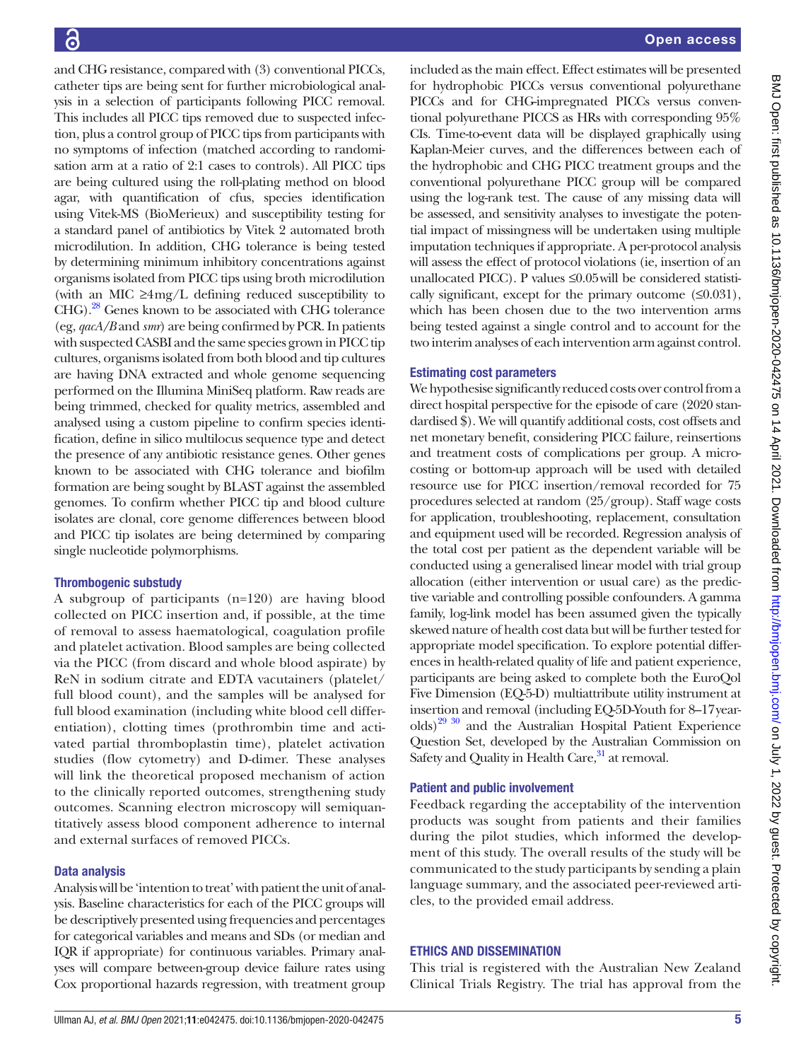and CHG resistance, compared with (3) conventional PICCs, catheter tips are being sent for further microbiological analysis in a selection of participants following PICC removal. This includes all PICC tips removed due to suspected infection, plus a control group of PICC tips from participants with no symptoms of infection (matched according to randomisation arm at a ratio of 2:1 cases to controls). All PICC tips are being cultured using the roll-plating method on blood agar, with quantification of cfus, species identification using Vitek-MS (BioMerieux) and susceptibility testing for a standard panel of antibiotics by Vitek 2 automated broth microdilution. In addition, CHG tolerance is being tested by determining minimum inhibitory concentrations against organisms isolated from PICC tips using broth microdilution (with an MIC ≥4mg/L defining reduced susceptibility to CHG).[28] Genes known to be associated with CHG tolerance (eg, *qacA/B* and *smr*) are being confirmed by PCR. In patients with suspected CASBI and the same species grown in PICC tip cultures, organisms isolated from both blood and tip cultures are having DNA extracted and whole genome sequencing performed on the Illumina MiniSeq platform. Raw reads are being trimmed, checked for quality metrics, assembled and analysed using a custom pipeline to confirm species identification, define in silico multilocus sequence type and detect the presence of any antibiotic resistance genes. Other genes known to be associated with CHG tolerance and biofilm formation are being sought by BLAST against the assembled genomes. To confirm whether PICC tip and blood culture isolates are clonal, core genome differences between blood and PICC tip isolates are being determined by comparing single nucleotide polymorphisms.

### Thrombogenic substudy

A subgroup of participants (n=120) are having blood collected on PICC insertion and, if possible, at the time of removal to assess haematological, coagulation profile and platelet activation. Blood samples are being collected via the PICC (from discard and whole blood aspirate) by ReN in sodium citrate and EDTA vacutainers (platelet/full blood count), and the samples will be analysed for full blood examination (including white blood cell differentiation), clotting times (prothrombin time and activated partial thromboplastin time), platelet activation studies (flow cytometry) and D-dimer. These analyses will link the theoretical proposed mechanism of action to the clinically reported outcomes, strengthening study outcomes. Scanning electron microscopy will semiquantitatively assess blood component adherence to internal and external surfaces of removed PICCs.

### Data analysis

Analysis will be 'intention to treat' with patient the unit of analysis. Baseline characteristics for each of the PICC groups will be descriptively presented using frequencies and percentages for categorical variables and means and SDs (or median and IQR if appropriate) for continuous variables. Primary analyses will compare between-group device failure rates using Cox proportional hazards regression, with treatment group included as the main effect. Effect estimates will be presented for hydrophobic PICCs versus conventional polyurethane PICCs and for CHG-impregnated PICCs versus conventional polyurethane PICCS as HRs with corresponding 95% CIs. Time-to-event data will be displayed graphically using Kaplan-Meier curves, and the differences between each of the hydrophobic and CHG PICC treatment groups and the conventional polyurethane PICC group will be compared using the log-rank test. The cause of any missing data will be assessed, and sensitivity analyses to investigate the potential impact of missingness will be undertaken using multiple imputation techniques if appropriate. A per-protocol analysis will assess the effect of protocol violations (ie, insertion of an unallocated PICC). P values ≤0.05 will be considered statistically significant, except for the primary outcome (≤0.031), which has been chosen due to the two intervention arms being tested against a single control and to account for the two interim analyses of each intervention arm against control.

### Estimating cost parameters

We hypothesise significantly reduced costs over control from a direct hospital perspective for the episode of care (2020 standardised $). We will quantify additional costs, cost offsets and net monetary benefit, considering PICC failure, reinsertions and treatment costs of complications per group. A micro-costing or bottom-up approach will be used with detailed resource use for PICC insertion/removal recorded for 75 procedures selected at random (25/group). Staff wage costs for application, troubleshooting, replacement, consultation and equipment used will be recorded. Regression analysis of the total cost per patient as the dependent variable will be conducted using a generalised linear model with trial group allocation (either intervention or usual care) as the predictive variable and controlling possible confounders. A gamma family, log-link model has been assumed given the typically skewed nature of health cost data but will be further tested for appropriate model specification. To explore potential differences in health-related quality of life and patient experience, participants are being asked to complete both the EuroQol Five Dimension (EQ-5-D) multiattribute utility instrument at insertion and removal (including EQ-5D-Youth for 8–17 year-olds)[29,30] and the Australian Hospital Patient Experience Question Set, developed by the Australian Commission on Safety and Quality in Health Care,[31] at removal.

### Patient and public involvement

Feedback regarding the acceptability of the intervention products was sought from patients and their families during the pilot studies, which informed the development of this study. The overall results of the study will be communicated to the study participants by sending a plain language summary, and the associated peer-reviewed articles, to the provided email address.

## ETHICS AND DISSEMINATION

This trial is registered with the Australian New Zealand Clinical Trials Registry. The trial has approval from the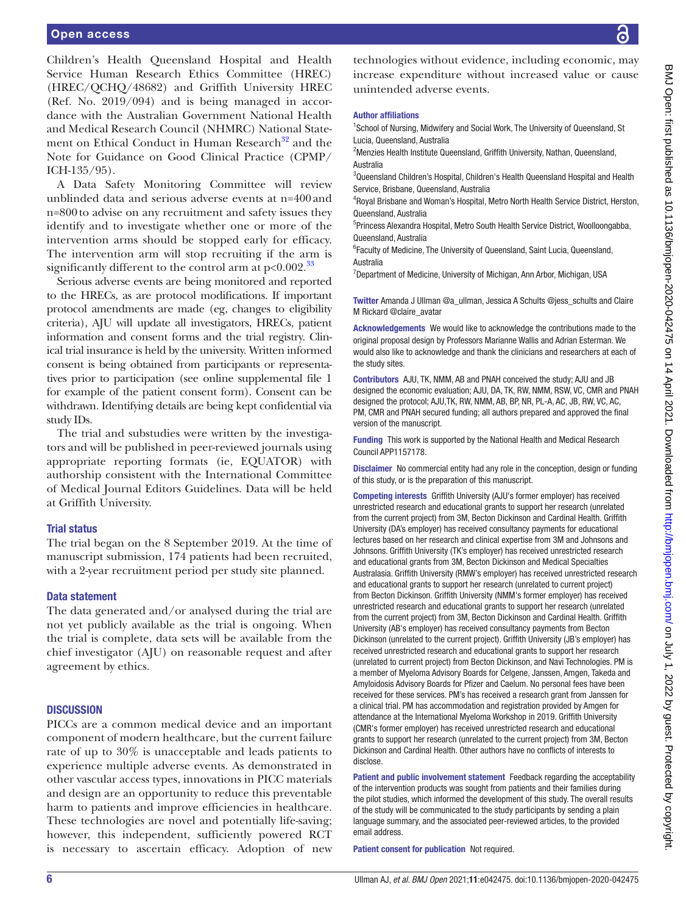Children's Health Queensland Hospital and Health Service Human Research Ethics Committee (HREC) (HREC/QCHQ/48682) and Griffith University HREC (Ref. No. 2019/094) and is being managed in accordance with the Australian Government National Health and Medical Research Council (NHMRC) National Statement on Ethical Conduct in Human Research[32] and the Note for Guidance on Good Clinical Practice (CPMP/ICH-135/95).

A Data Safety Monitoring Committee will review unblinded data and serious adverse events at n=400 and n=800 to advise on any recruitment and safety issues they identify and to investigate whether one or more of the intervention arms should be stopped early for efficacy. The intervention arm will stop recruiting if the arm is significantly different to the control arm at $p<0.002$.[33]

Serious adverse events are being monitored and reported to the HRECs, as are protocol modifications. If important protocol amendments are made (eg, changes to eligibility criteria), AJU will update all investigators, HRECs, patient information and consent forms and the trial registry. Clinical trial insurance is held by the university. Written informed consent is being obtained from participants or representatives prior to participation (see online supplemental file 1 for example of the patient consent form). Consent can be withdrawn. Identifying details are being kept confidential via study IDs.

The trial and substudies were written by the investigators and will be published in peer-reviewed journals using appropriate reporting formats (ie, EQUATOR) with authorship consistent with the International Committee of Medical Journal Editors Guidelines. Data will be held at Griffith University.

### Trial status

The trial began on the 8 September 2019. At the time of manuscript submission, 174 patients had been recruited, with a 2-year recruitment period per study site planned.

### Data statement

The data generated and/or analysed during the trial are not yet publicly available as the trial is ongoing. When the trial is complete, data sets will be available from the chief investigator (AJU) on reasonable request and after agreement by ethics.

## DISCUSSION

PICCs are a common medical device and an important component of modern healthcare, but the current failure rate of up to 30% is unacceptable and leads patients to experience multiple adverse events. As demonstrated in other vascular access types, innovations in PICC materials and design are an opportunity to reduce this preventable harm to patients and improve efficiencies in healthcare. These technologies are novel and potentially life-saving; however, this independent, sufficiently powered RCT is necessary to ascertain efficacy. Adoption of new technologies without evidence, including economic, may increase expenditure without increased value or cause unintended adverse events.

**Author affiliations**

[1]School of Nursing, Midwifery and Social Work, The University of Queensland, St Lucia, Queensland, Australia
[2]Menzies Health Institute Queensland, Griffith University, Nathan, Queensland, Australia
[3]Queensland Children's Hospital, Children's Health Queensland Hospital and Health Service, Brisbane, Queensland, Australia
[4]Royal Brisbane and Woman's Hospital, Metro North Health Service District, Herston, Queensland, Australia
[5]Princess Alexandra Hospital, Metro South Health Service District, Woolloongabba, Queensland, Australia
[6]Faculty of Medicine, The University of Queensland, Saint Lucia, Queensland, Australia
[7]Department of Medicine, University of Michigan, Ann Arbor, Michigan, USA

**Twitter** Amanda J Ullman @a_ullman, Jessica A Schults @jess_schults and Claire M Rickard @claire_avatar

**Acknowledgements** We would like to acknowledge the contributions made to the original proposal design by Professors Marianne Wallis and Adrian Esterman. We would also like to acknowledge and thank the clinicians and researchers at each of the study sites.

**Contributors** AJU, TK, NMM, AB and PNAH conceived the study; AJU and JB designed the economic evaluation; AJU, DA, TK, RW, NMM, RSW, VC, CMR and PNAH designed the protocol; AJU,TK, RW, NMM, AB, BP, NR, PL-A, AC, JB, RW, VC, AC, PM, CMR and PNAH secured funding; all authors prepared and approved the final version of the manuscript.

**Funding** This work is supported by the National Health and Medical Research Council APP1157178.

**Disclaimer** No commercial entity had any role in the conception, design or funding of this study, or is the preparation of this manuscript.

**Competing interests** Griffith University (AJU's former employer) has received unrestricted research and educational grants to support her research (unrelated from the current project) from 3M, Becton Dickinson and Cardinal Health. Griffith University (DA's employer) has received consultancy payments for educational lectures based on her research and clinical expertise from 3M and Johnsons and Johnsons. Griffith University (TK's employer) has received unrestricted research and educational grants from 3M, Becton Dickinson and Medical Specialties Australasia. Griffith University (RMW's employer) has received unrestricted research and educational grants to support her research (unrelated to current project) from Becton Dickinson. Griffith University (NMM's former employer) has received unrestricted research and educational grants to support her research (unrelated from the current project) from 3M, Becton Dickinson and Cardinal Health. Griffith University (AB's employer) has received consultancy payments from Becton Dickinson (unrelated to the current project). Griffith University (JB's employer) has received unrestricted research and educational grants to support her research (unrelated to current project) from Becton Dickinson, and Navi Technologies. PM is a member of Myeloma Advisory Boards for Celgene, Janssen, Amgen, Takeda and Amyloidosis Advisory Boards for Pfizer and Caelum. No personal fees have been received for these services. PM's has received a research grant from Janssen for a clinical trial. PM has accommodation and registration provided by Amgen for attendance at the International Myeloma Workshop in 2019. Griffith University (CMR's former employer) has received unrestricted research and educational grants to support her research (unrelated to the current project) from 3M, Becton Dickinson and Cardinal Health. Other authors have no conflicts of interests to disclose.

**Patient and public involvement statement** Feedback regarding the acceptability of the intervention products was sought from patients and their families during the pilot studies, which informed the development of this study. The overall results of the study will be communicated to the study participants by sending a plain language summary, and the associated peer-reviewed articles, to the provided email address.

**Patient consent for publication** Not required.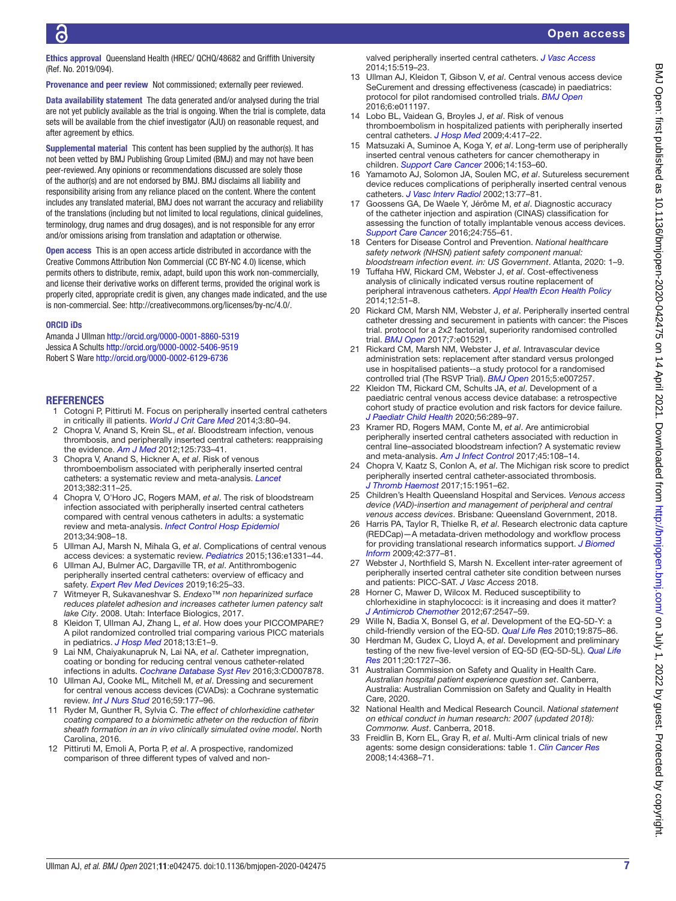**Ethics approval** Queensland Health (HREC/ QCHQ/48682 and Griffith University (Ref. No. 2019/094).

**Provenance and peer review** Not commissioned; externally peer reviewed.

**Data availability statement** The data generated and/or analysed during the trial are not yet publicly available as the trial is ongoing. When the trial is complete, data sets will be available from the chief investigator (AJU) on reasonable request, and after agreement by ethics.

**Supplemental material** This content has been supplied by the author(s). It has not been vetted by BMJ Publishing Group Limited (BMJ) and may not have been peer-reviewed. Any opinions or recommendations discussed are solely those of the author(s) and are not endorsed by BMJ. BMJ disclaims all liability and responsibility arising from any reliance placed on the content. Where the content includes any translated material, BMJ does not warrant the accuracy and reliability of the translations (including but not limited to local regulations, clinical guidelines, terminology, drug names and drug dosages), and is not responsible for any error and/or omissions arising from translation and adaptation or otherwise.

**Open access** This is an open access article distributed in accordance with the Creative Commons Attribution Non Commercial (CC BY-NC 4.0) license, which permits others to distribute, remix, adapt, build upon this work non-commercially, and license their derivative works on different terms, provided the original work is properly cited, appropriate credit is given, any changes made indicated, and the use is non-commercial. See: http://creativecommons.org/licenses/by-nc/4.0/.

**ORCID iDs**

Amanda J Ullman http://orcid.org/0000-0001-8860-5319
Jessica A Schults http://orcid.org/0000-0002-5406-9519
Robert S Ware http://orcid.org/0000-0002-6129-6736

## REFERENCES

1. Cotogni P, Pittiruti M. Focus on peripherally inserted central catheters in critically ill patients. *World J Crit Care Med* 2014;3:80–94.
2. Chopra V, Anand S, Krein SL, *et al*. Bloodstream infection, venous thrombosis, and peripherally inserted central catheters: reappraising the evidence. *Am J Med* 2012;125:733–41.
3. Chopra V, Anand S, Hickner A, *et al*. Risk of venous thromboembolism associated with peripherally inserted central catheters: a systematic review and meta-analysis. *Lancet* 2013;382:311–25.
4. Chopra V, O'Horo JC, Rogers MAM, *et al*. The risk of bloodstream infection associated with peripherally inserted central catheters compared with central venous catheters in adults: a systematic review and meta-analysis. *Infect Control Hosp Epidemiol* 2013;34:908–18.
5. Ullman AJ, Marsh N, Mihala G, *et al*. Complications of central venous access devices: a systematic review. *Pediatrics* 2015;136:e1331–44.
6. Ullman AJ, Bulmer AC, Dargaville TR, *et al*. Antithrombogenic peripherally inserted central catheters: overview of efficacy and safety. *Expert Rev Med Devices* 2019;16:25–33.
7. Witmeyer R, Sukavaneshvar S. *Endexo™ non heparinized surface reduces platelet adhesion and increases catheter lumen patency salt lake City*. 2008. Utah: Interface Biologics, 2017.
8. Kleidon T, Ullman AJ, Zhang L, *et al*. How does your PICCOMPARE? A pilot randomized controlled trial comparing various PICC materials in pediatrics. *J Hosp Med* 2018;13:E1–9.
9. Lai NM, Chaiyakunapruk N, Lai NA, *et al*. Catheter impregnation, coating or bonding for reducing central venous catheter-related infections in adults. *Cochrane Database Syst Rev* 2016;3:CD007878.
10. Ullman AJ, Cooke ML, Mitchell M, *et al*. Dressing and securement for central venous access devices (CVADs): a Cochrane systematic review. *Int J Nurs Stud* 2016;59:177–96.
11. Ryder M, Gunther R, Sylvia C. *The effect of chlorhexidine catheter coating compared to a biomimetic atheter on the reduction of fibrin sheath formation in an in vivo clinically simulated ovine model*. North Carolina, 2016.
12. Pittiruti M, Emoli A, Porta P, *et al*. A prospective, randomized comparison of three different types of valved and non-valved peripherally inserted central catheters. *J Vasc Access* 2014;15:519–23.
13. Ullman AJ, Kleidon T, Gibson V, *et al*. Central venous access device SeCurement and dressing effectiveness (cascade) in paediatrics: protocol for pilot randomised controlled trials. *BMJ Open* 2016;6:e011197.
14. Lobo BL, Vaidean G, Broyles J, *et al*. Risk of venous thromboembolism in hospitalized patients with peripherally inserted central catheters. *J Hosp Med* 2009;4:417–22.
15. Matsuzaki A, Suminoe A, Koga Y, *et al*. Long-term use of peripherally inserted central venous catheters for cancer chemotherapy in children. *Support Care Cancer* 2006;14:153–60.
16. Yamamoto AJ, Solomon JA, Soulen MC, *et al*. Sutureless securement device reduces complications of peripherally inserted central venous catheters. *J Vasc Interv Radiol* 2002;13:77–81.
17. Goossens GA, De Waele Y, Jérôme M, *et al*. Diagnostic accuracy of the catheter injection and aspiration (CINAS) classification for assessing the function of totally implantable venous access devices. *Support Care Cancer* 2016;24:755–61.
18. Centers for Disease Control and Prevention. *National healthcare safety network (NHSN) patient safety component manual: bloodstream infection event. in: US Government*. Atlanta, 2020: 1–9.
19. Tuffaha HW, Rickard CM, Webster J, *et al*. Cost-effectiveness analysis of clinically indicated versus routine replacement of peripheral intravenous catheters. *Appl Health Econ Health Policy* 2014;12:51–8.
20. Rickard CM, Marsh NM, Webster J, *et al*. Peripherally inserted central catheter dressing and securement in patients with cancer: the Pisces trial. protocol for a 2x2 factorial, superiority randomised controlled trial. *BMJ Open* 2017;7:e015291.
21. Rickard CM, Marsh NM, Webster J, *et al*. Intravascular device administration sets: replacement after standard versus prolonged use in hospitalised patients--a study protocol for a randomised controlled trial (The RSVP Trial). *BMJ Open* 2015;5:e007257.
22. Kleidon TM, Rickard CM, Schults JA, *et al*. Development of a paediatric central venous access device database: a retrospective cohort study of practice evolution and risk factors for device failure. *J Paediatr Child Health* 2020;56:289–97.
23. Kramer RD, Rogers MAM, Conte M, *et al*. Are antimicrobial peripherally inserted central catheters associated with reduction in central line–associated bloodstream infection? A systematic review and meta-analysis. *Am J Infect Control* 2017;45:108–14.
24. Chopra V, Kaatz S, Conlon A, *et al*. The Michigan risk score to predict peripherally inserted central catheter-associated thrombosis. *J Thromb Haemost* 2017;15:1951–62.
25. Children's Health Queensland Hospital and Services. *Venous access device (VAD)-insertion and management of peripheral and central venous access devices*. Brisbane: Queensland Government, 2018.
26. Harris PA, Taylor R, Thielke R, *et al*. Research electronic data capture (REDCap)—A metadata-driven methodology and workflow process for providing translational research informatics support. *J Biomed Inform* 2009;42:377–81.
27. Webster J, Northfield S, Marsh N. Excellent inter-rater agreement of peripherally inserted central catheter site condition between nurses and patients: PICC-SAT. *J Vasc Access* 2018.
28. Horner C, Mawer D, Wilcox M. Reduced susceptibility to chlorhexidine in staphylococci: is it increasing and does it matter? *J Antimicrob Chemother* 2012;67:2547–59.
29. Wille N, Badia X, Bonsel G, *et al*. Development of the EQ-5D-Y: a child-friendly version of the EQ-5D. *Qual Life Res* 2010;19:875–86.
30. Herdman M, Gudex C, Lloyd A, *et al*. Development and preliminary testing of the new five-level version of EQ-5D (EQ-5D-5L). *Qual Life Res* 2011;20:1727–36.
31. Australian Commission on Safety and Quality in Health Care. *Australian hospital patient experience question set*. Canberra, Australia: Australian Commission on Safety and Quality in Health Care, 2020.
32. National Health and Medical Research Council. *National statement on ethical conduct in human research: 2007 (updated 2018): Commonw. Aust*. Canberra, 2018.
33. Freidlin B, Korn EL, Gray R, *et al*. Multi-Arm clinical trials of new agents: some design considerations: table 1. *Clin Cancer Res* 2008;14:4368–71.